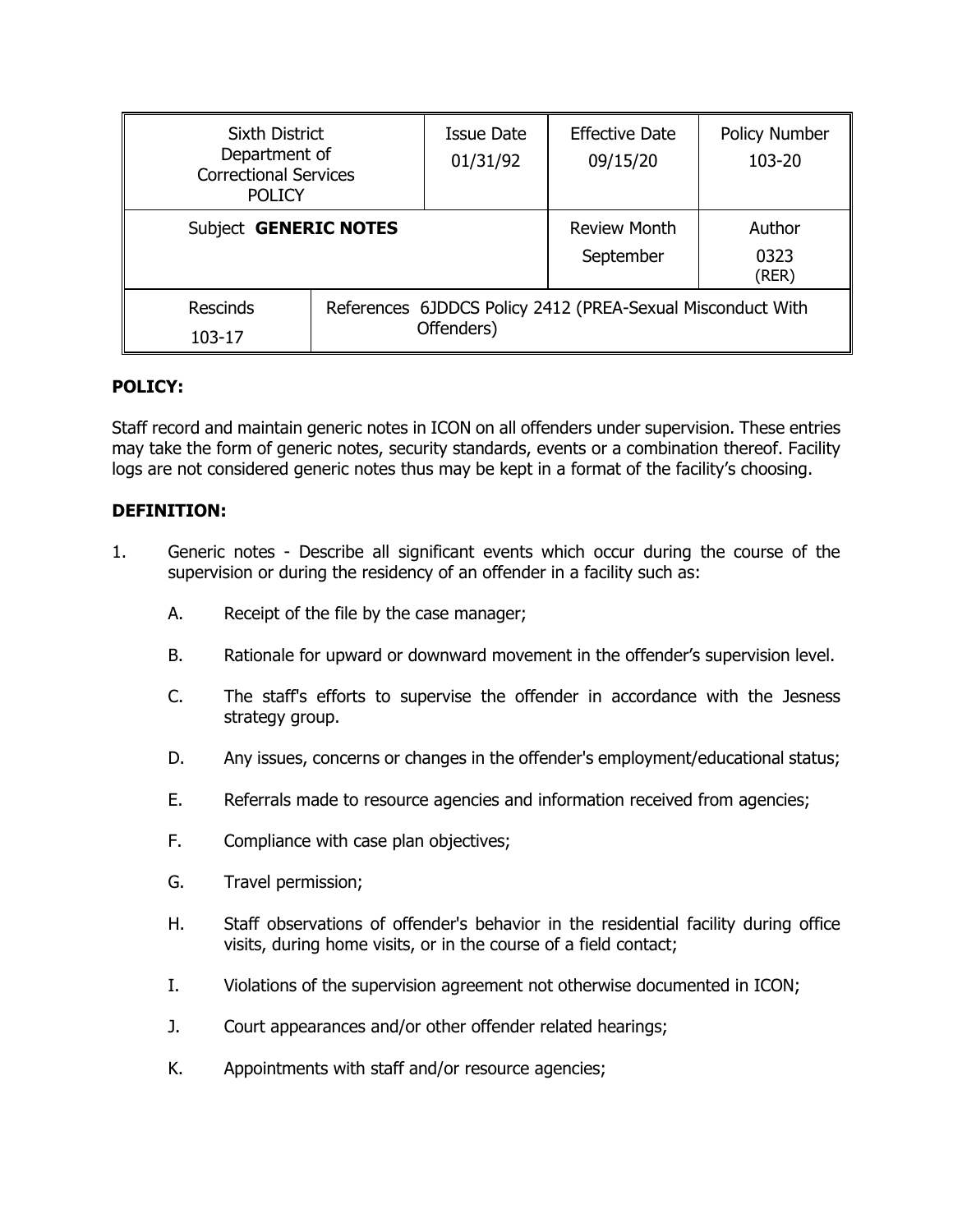| Sixth District Department of Correctional Services POLICY | | Issue Date 01/31/92 | Effective Date 09/15/20 | Policy Number 103-20 |
|---|---|---|---|---|
| Subject **GENERIC NOTES** | | | Review Month September | Author 0323 (RER) |
| Rescinds 103-17 | References 6JDDCS Policy 2412 (PREA-Sexual Misconduct With Offenders) | | | |

**POLICY:**

Staff record and maintain generic notes in ICON on all offenders under supervision. These entries may take the form of generic notes, security standards, events or a combination thereof. Facility logs are not considered generic notes thus may be kept in a format of the facility's choosing.

**DEFINITION:**

1. Generic notes - Describe all significant events which occur during the course of the supervision or during the residency of an offender in a facility such as:

   A. Receipt of the file by the case manager;

   B. Rationale for upward or downward movement in the offender's supervision level.

   C. The staff's efforts to supervise the offender in accordance with the Jesness strategy group.

   D. Any issues, concerns or changes in the offender's employment/educational status;

   E. Referrals made to resource agencies and information received from agencies;

   F. Compliance with case plan objectives;

   G. Travel permission;

   H. Staff observations of offender's behavior in the residential facility during office visits, during home visits, or in the course of a field contact;

   I. Violations of the supervision agreement not otherwise documented in ICON;

   J. Court appearances and/or other offender related hearings;

   K. Appointments with staff and/or resource agencies;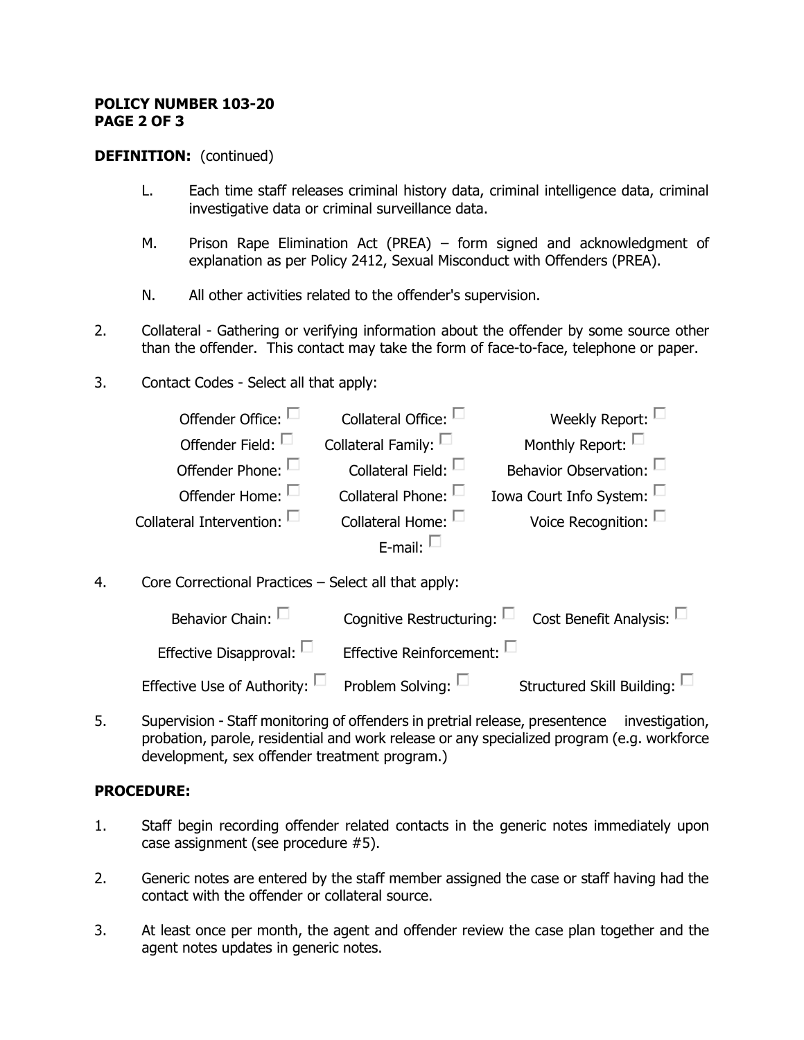**POLICY NUMBER 103-20**

**DEFINITION:** (continued)

L. Each time staff releases criminal history data, criminal intelligence data, criminal investigative data or criminal surveillance data.

M. Prison Rape Elimination Act (PREA) – form signed and acknowledgment of explanation as per Policy 2412, Sexual Misconduct with Offenders (PREA).

N. All other activities related to the offender's supervision.

2. Collateral - Gathering or verifying information about the offender by some source other than the offender. This contact may take the form of face-to-face, telephone or paper.

3. Contact Codes - Select all that apply:

| | | |
|---|---|---|
| Offender Office: ☐ | Collateral Office: ☐ | Weekly Report: ☐ |
| Offender Field: ☐ | Collateral Family: ☐ | Monthly Report: ☐ |
| Offender Phone: ☐ | Collateral Field: ☐ | Behavior Observation: ☐ |
| Offender Home: ☐ | Collateral Phone: ☐ | Iowa Court Info System: ☐ |
| Collateral Intervention: ☐ | Collateral Home: ☐ | Voice Recognition: ☐ |
| | E-mail: ☐ | |

4. Core Correctional Practices – Select all that apply:

| | | |
|---|---|---|
| Behavior Chain: ☐ | Cognitive Restructuring: ☐ | Cost Benefit Analysis: ☐ |
| Effective Disapproval: ☐ | Effective Reinforcement: ☐ | |
| Effective Use of Authority: ☐ | Problem Solving: ☐ | Structured Skill Building: ☐ |

5. Supervision - Staff monitoring of offenders in pretrial release, presentence investigation, probation, parole, residential and work release or any specialized program (e.g. workforce development, sex offender treatment program.)

**PROCEDURE:**

1. Staff begin recording offender related contacts in the generic notes immediately upon case assignment (see procedure #5).

2. Generic notes are entered by the staff member assigned the case or staff having had the contact with the offender or collateral source.

3. At least once per month, the agent and offender review the case plan together and the agent notes updates in generic notes.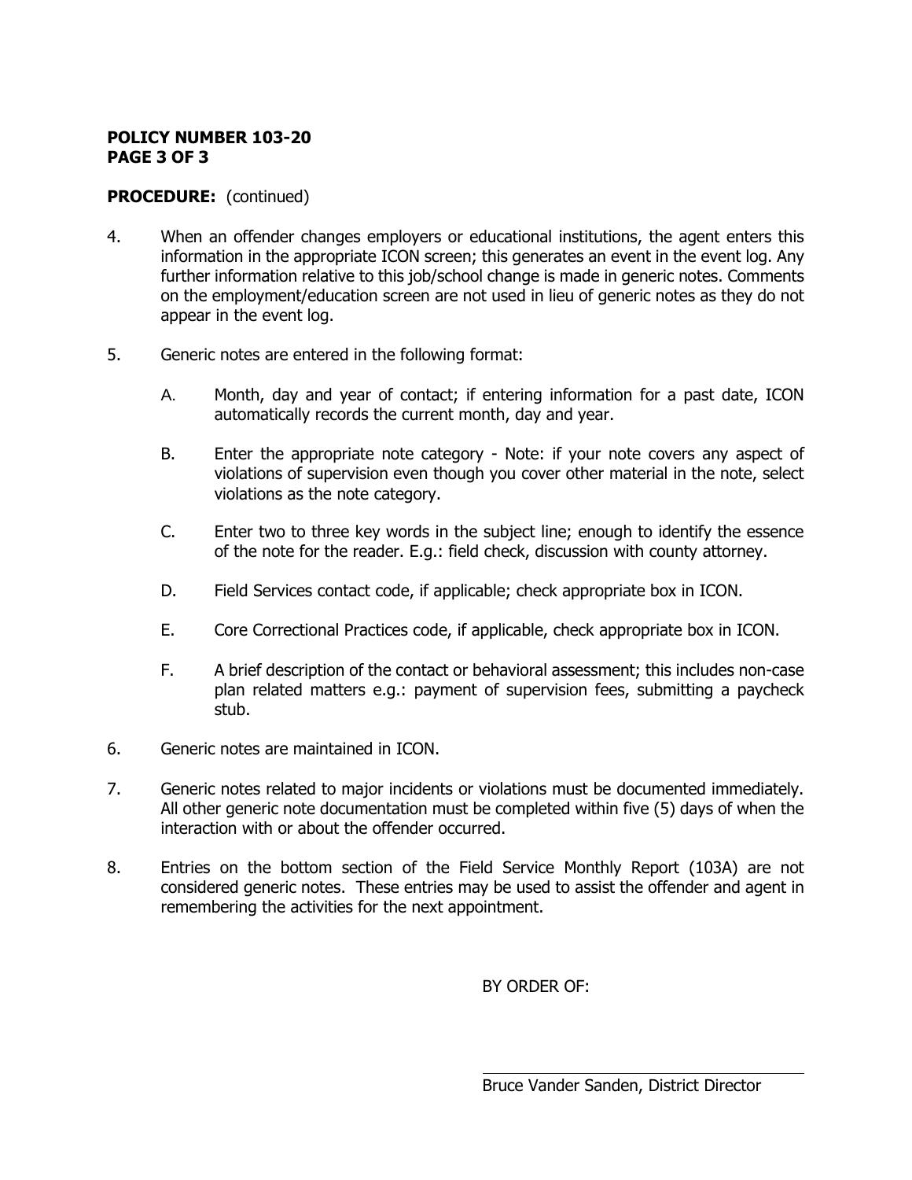**POLICY NUMBER 103-20**

**PROCEDURE:** (continued)

4. When an offender changes employers or educational institutions, the agent enters this information in the appropriate ICON screen; this generates an event in the event log. Any further information relative to this job/school change is made in generic notes. Comments on the employment/education screen are not used in lieu of generic notes as they do not appear in the event log.

5. Generic notes are entered in the following format:

   A. Month, day and year of contact; if entering information for a past date, ICON automatically records the current month, day and year.

   B. Enter the appropriate note category - Note: if your note covers any aspect of violations of supervision even though you cover other material in the note, select violations as the note category.

   C. Enter two to three key words in the subject line; enough to identify the essence of the note for the reader. E.g.: field check, discussion with county attorney.

   D. Field Services contact code, if applicable; check appropriate box in ICON.

   E. Core Correctional Practices code, if applicable, check appropriate box in ICON.

   F. A brief description of the contact or behavioral assessment; this includes non-case plan related matters e.g.: payment of supervision fees, submitting a paycheck stub.

6. Generic notes are maintained in ICON.

7. Generic notes related to major incidents or violations must be documented immediately. All other generic note documentation must be completed within five (5) days of when the interaction with or about the offender occurred.

8. Entries on the bottom section of the Field Service Monthly Report (103A) are not considered generic notes. These entries may be used to assist the offender and agent in remembering the activities for the next appointment.

BY ORDER OF:

Bruce Vander Sanden, District Director